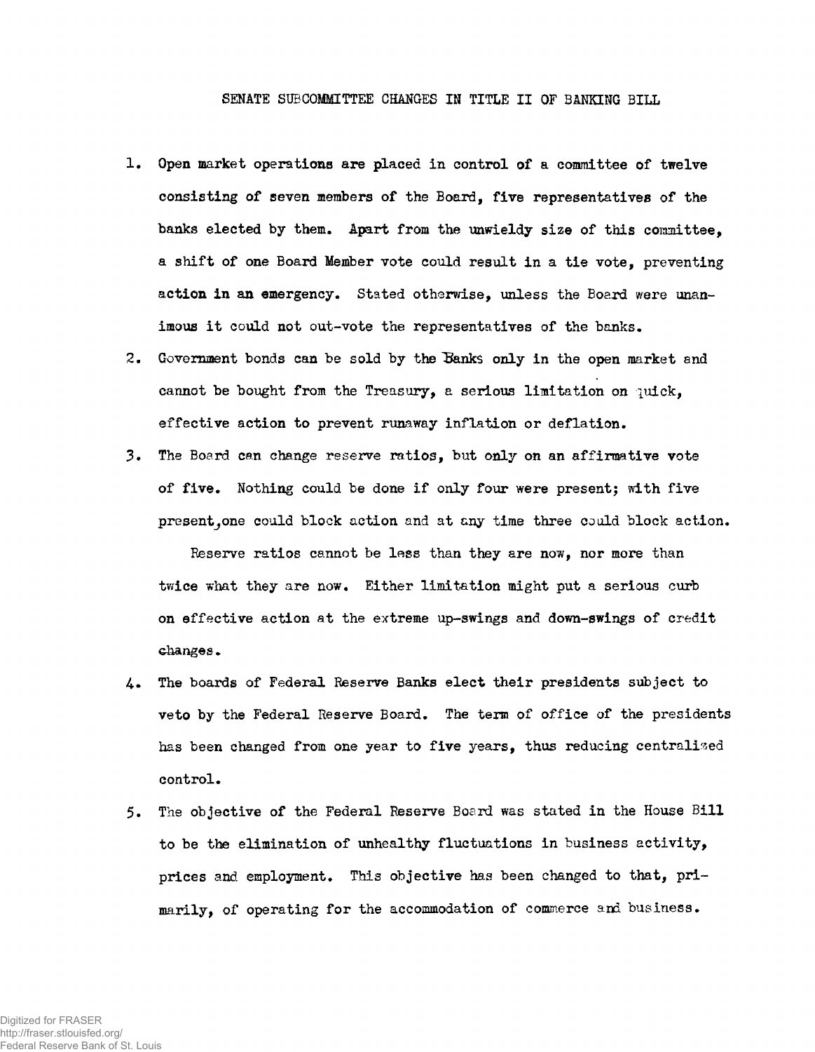# SENATE SUBCOMMITTEE CHANGES IN TITLE II OF BANKING BILL

1. Open market operations are placed in control of a committee of twelve consisting of seven members of the Board, five representatives of the banks elected by them. Apart from the unwieldy size of this committee, a shift of one Board Member vote could result in a tie vote, preventing action in an emergency. Stated otherwise, unless the Board were unanimous it could not out-vote the representatives of the banks.

2. Government bonds can be sold by the Banks only in the open market and cannot be bought from the Treasury, a serious limitation on quick, effective action to prevent runaway inflation or deflation.

3. The Board can change reserve ratios, but only on an affirmative vote of five. Nothing could be done if only four were present; with five present, one could block action and at any time three could block action.

   Reserve ratios cannot be less than they are now, nor more than twice what they are now. Either limitation might put a serious curb on effective action at the extreme up-swings and down-swings of credit changes.

4. The boards of Federal Reserve Banks elect their presidents subject to veto by the Federal Reserve Board. The term of office of the presidents has been changed from one year to five years, thus reducing centralized control.

5. The objective of the Federal Reserve Board was stated in the House Bill to be the elimination of unhealthy fluctuations in business activity, prices and employment. This objective has been changed to that, primarily, of operating for the accommodation of commerce and business.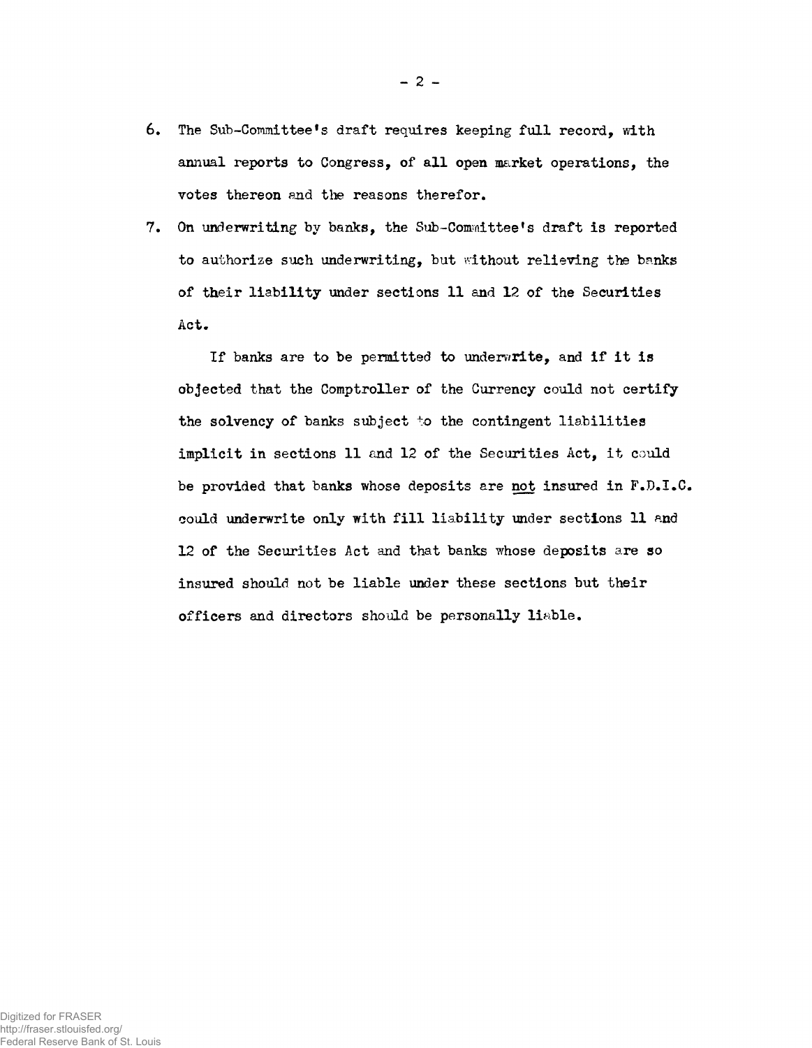6. The Sub-Committee's draft requires keeping full record, with annual reports to Congress, of all open market operations, the votes thereon and the reasons therefor.

7. On underwriting by banks, the Sub-Committee's draft is reported to authorize such underwriting, but without relieving the banks of their liability under sections 11 and 12 of the Securities Act.

   If banks are to be permitted to underwrite, and if it is objected that the Comptroller of the Currency could not certify the solvency of banks subject to the contingent liabilities implicit in sections 11 and 12 of the Securities Act, it could be provided that banks whose deposits are <u>not</u> insured in F.D.I.C. could underwrite only with fill liability under sections 11 and 12 of the Securities Act and that banks whose deposits are so insured should not be liable under these sections but their officers and directors should be personally liable.